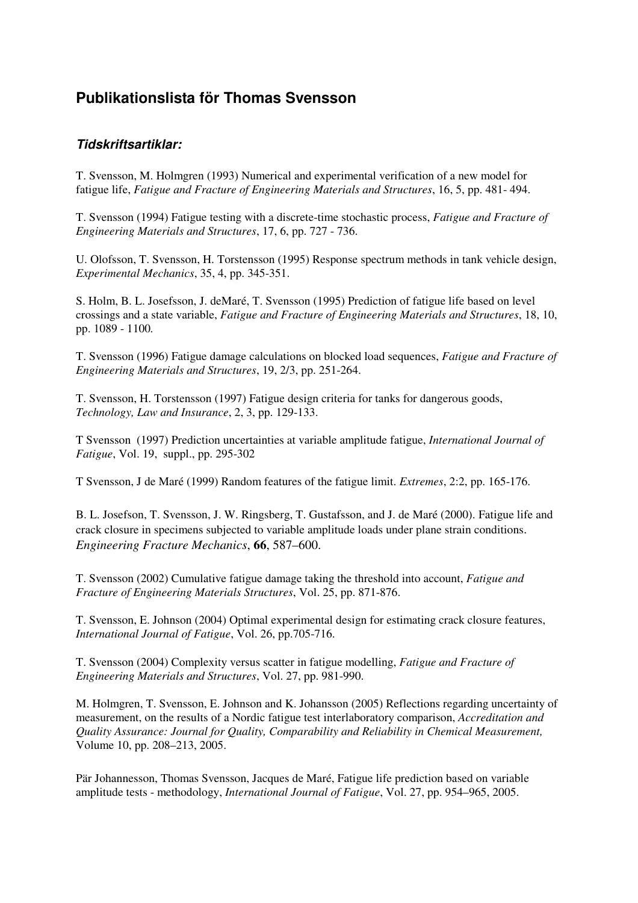# Publikationslista för Thomas Svensson

## *Tidskriftsartiklar:*

T. Svensson, M. Holmgren (1993) Numerical and experimental verification of a new model for fatigue life, *Fatigue and Fracture of Engineering Materials and Structures*, 16, 5, pp. 481- 494.

T. Svensson (1994) Fatigue testing with a discrete-time stochastic process, *Fatigue and Fracture of Engineering Materials and Structures*, 17, 6, pp. 727 - 736.

U. Olofsson, T. Svensson, H. Torstensson (1995) Response spectrum methods in tank vehicle design, *Experimental Mechanics*, 35, 4, pp. 345-351.

S. Holm, B. L. Josefsson, J. deMaré, T. Svensson (1995) Prediction of fatigue life based on level crossings and a state variable, *Fatigue and Fracture of Engineering Materials and Structures*, 18, 10, pp. 1089 - 1100.

T. Svensson (1996) Fatigue damage calculations on blocked load sequences, *Fatigue and Fracture of Engineering Materials and Structures*, 19, 2/3, pp. 251-264.

T. Svensson, H. Torstensson (1997) Fatigue design criteria for tanks for dangerous goods, *Technology, Law and Insurance*, 2, 3, pp. 129-133.

T Svensson (1997) Prediction uncertainties at variable amplitude fatigue, *International Journal of Fatigue*, Vol. 19, suppl., pp. 295-302

T Svensson, J de Maré (1999) Random features of the fatigue limit. *Extremes*, 2:2, pp. 165-176.

B. L. Josefson, T. Svensson, J. W. Ringsberg, T. Gustafsson, and J. de Maré (2000). Fatigue life and crack closure in specimens subjected to variable amplitude loads under plane strain conditions. *Engineering Fracture Mechanics*, **66**, 587–600.

T. Svensson (2002) Cumulative fatigue damage taking the threshold into account, *Fatigue and Fracture of Engineering Materials Structures*, Vol. 25, pp. 871-876.

T. Svensson, E. Johnson (2004) Optimal experimental design for estimating crack closure features, *International Journal of Fatigue*, Vol. 26, pp.705-716.

T. Svensson (2004) Complexity versus scatter in fatigue modelling, *Fatigue and Fracture of Engineering Materials and Structures*, Vol. 27, pp. 981-990.

M. Holmgren, T. Svensson, E. Johnson and K. Johansson (2005) Reflections regarding uncertainty of measurement, on the results of a Nordic fatigue test interlaboratory comparison, *Accreditation and Quality Assurance: Journal for Quality, Comparability and Reliability in Chemical Measurement,* Volume 10, pp. 208–213, 2005.

Pär Johannesson, Thomas Svensson, Jacques de Maré, Fatigue life prediction based on variable amplitude tests - methodology, *International Journal of Fatigue*, Vol. 27, pp. 954–965, 2005.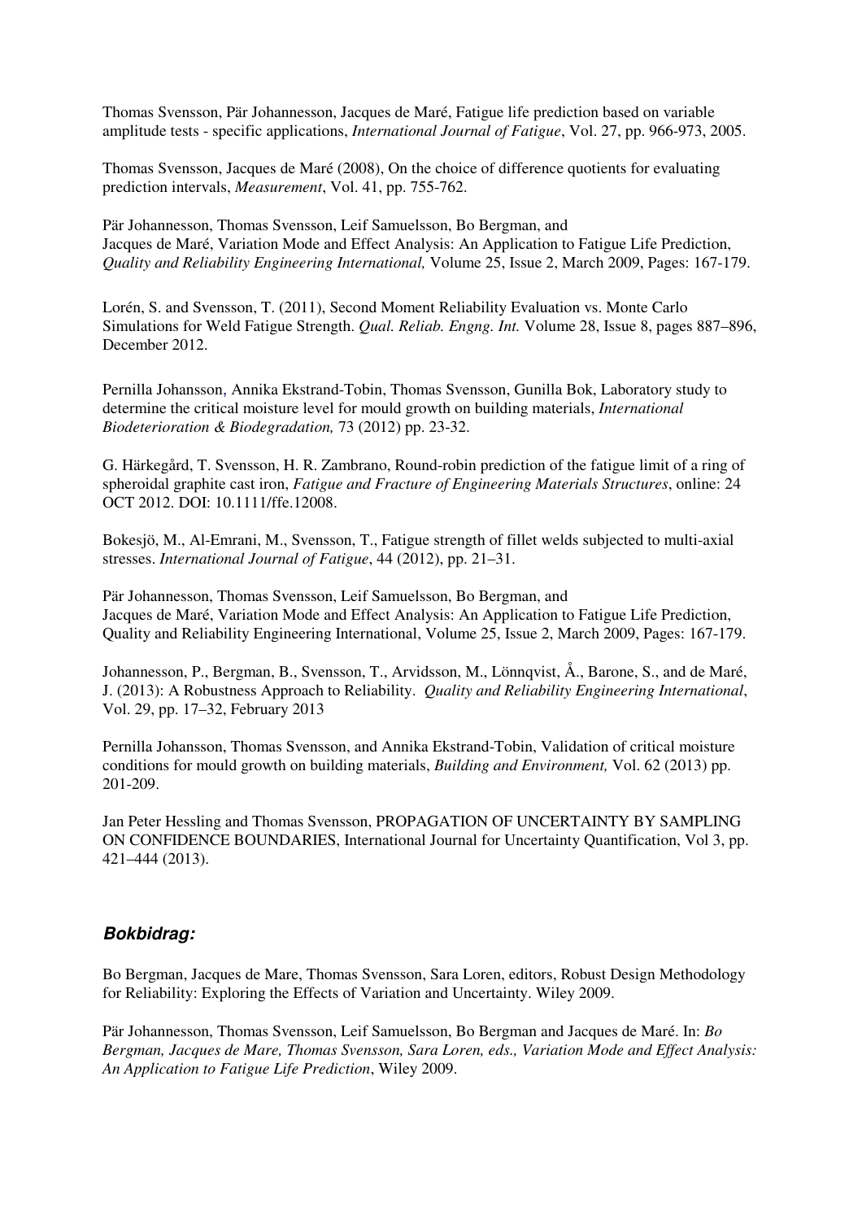Thomas Svensson, Pär Johannesson, Jacques de Maré, Fatigue life prediction based on variable amplitude tests - specific applications, *International Journal of Fatigue*, Vol. 27, pp. 966-973, 2005.

Thomas Svensson, Jacques de Maré (2008), On the choice of difference quotients for evaluating prediction intervals, *Measurement*, Vol. 41, pp. 755-762.

Pär Johannesson, Thomas Svensson, Leif Samuelsson, Bo Bergman, and Jacques de Maré, Variation Mode and Effect Analysis: An Application to Fatigue Life Prediction, *Quality and Reliability Engineering International,* Volume 25, Issue 2, March 2009, Pages: 167-179.

Lorén, S. and Svensson, T. (2011), Second Moment Reliability Evaluation vs. Monte Carlo Simulations for Weld Fatigue Strength. *Qual. Reliab. Engng. Int.* Volume 28, Issue 8, pages 887–896, December 2012.

Pernilla Johansson, Annika Ekstrand-Tobin, Thomas Svensson, Gunilla Bok, Laboratory study to determine the critical moisture level for mould growth on building materials, *International Biodeterioration & Biodegradation,* 73 (2012) pp. 23-32.

G. Härkegård, T. Svensson, H. R. Zambrano, Round-robin prediction of the fatigue limit of a ring of spheroidal graphite cast iron, *Fatigue and Fracture of Engineering Materials Structures*, online: 24 OCT 2012. DOI: 10.1111/ffe.12008.

Bokesjö, M., Al-Emrani, M., Svensson, T., Fatigue strength of fillet welds subjected to multi-axial stresses. *International Journal of Fatigue*, 44 (2012), pp. 21–31.

Pär Johannesson, Thomas Svensson, Leif Samuelsson, Bo Bergman, and Jacques de Maré, Variation Mode and Effect Analysis: An Application to Fatigue Life Prediction, Quality and Reliability Engineering International, Volume 25, Issue 2, March 2009, Pages: 167-179.

Johannesson, P., Bergman, B., Svensson, T., Arvidsson, M., Lönnqvist, Å., Barone, S., and de Maré, J. (2013): A Robustness Approach to Reliability. *Quality and Reliability Engineering International*, Vol. 29, pp. 17–32, February 2013

Pernilla Johansson, Thomas Svensson, and Annika Ekstrand-Tobin, Validation of critical moisture conditions for mould growth on building materials, *Building and Environment,* Vol. 62 (2013) pp. 201-209.

Jan Peter Hessling and Thomas Svensson, PROPAGATION OF UNCERTAINTY BY SAMPLING ON CONFIDENCE BOUNDARIES, International Journal for Uncertainty Quantification, Vol 3, pp. 421–444 (2013).

### *Bokbidrag:*

Bo Bergman, Jacques de Mare, Thomas Svensson, Sara Loren, editors, Robust Design Methodology for Reliability: Exploring the Effects of Variation and Uncertainty. Wiley 2009.

Pär Johannesson, Thomas Svensson, Leif Samuelsson, Bo Bergman and Jacques de Maré. In: *Bo Bergman, Jacques de Mare, Thomas Svensson, Sara Loren, eds., Variation Mode and Effect Analysis: An Application to Fatigue Life Prediction*, Wiley 2009.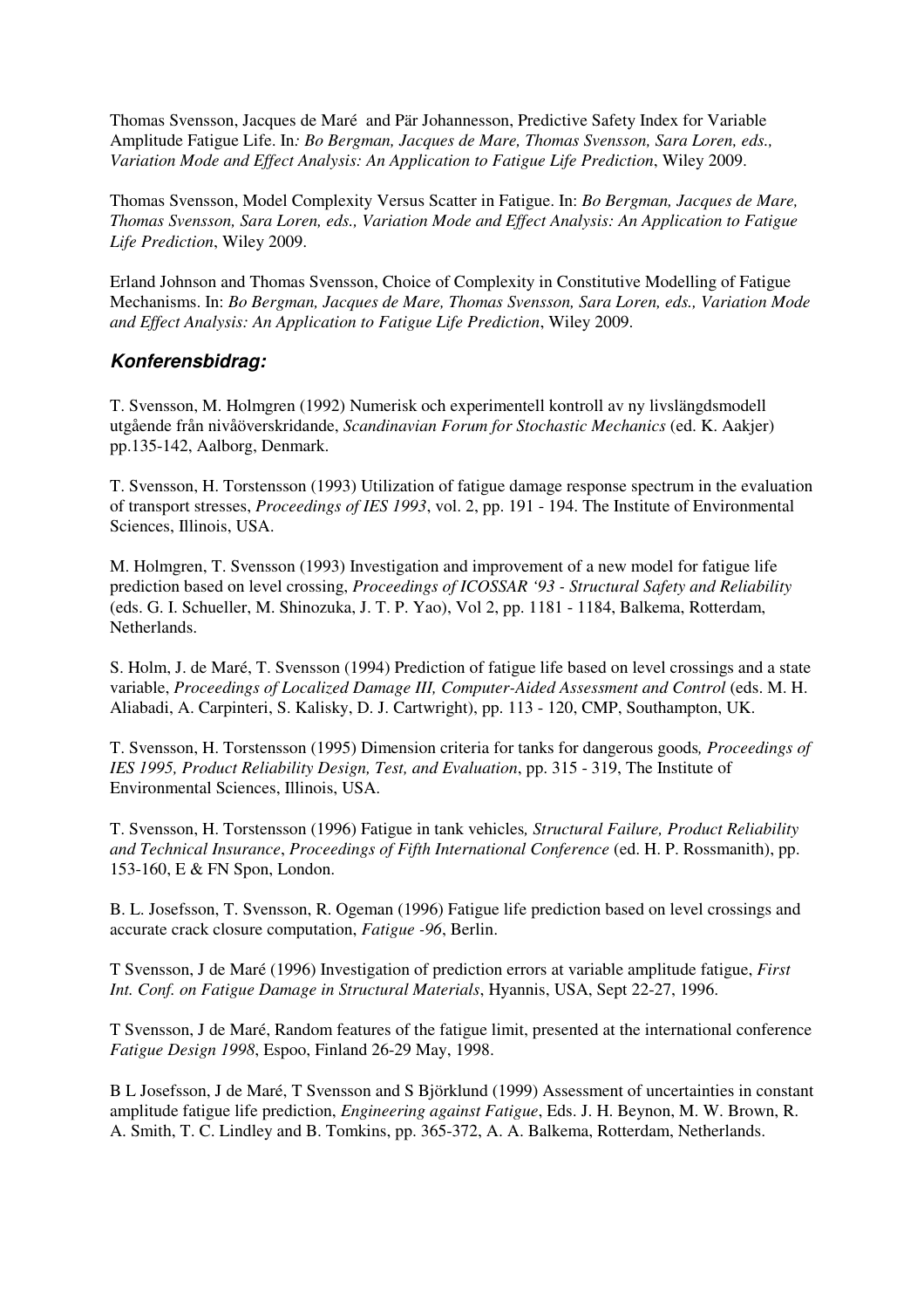Thomas Svensson, Jacques de Maré and Pär Johannesson, Predictive Safety Index for Variable Amplitude Fatigue Life. In*: Bo Bergman, Jacques de Mare, Thomas Svensson, Sara Loren, eds., Variation Mode and Effect Analysis: An Application to Fatigue Life Prediction*, Wiley 2009.

Thomas Svensson, Model Complexity Versus Scatter in Fatigue. In: *Bo Bergman, Jacques de Mare, Thomas Svensson, Sara Loren, eds., Variation Mode and Effect Analysis: An Application to Fatigue Life Prediction*, Wiley 2009.

Erland Johnson and Thomas Svensson, Choice of Complexity in Constitutive Modelling of Fatigue Mechanisms. In: *Bo Bergman, Jacques de Mare, Thomas Svensson, Sara Loren, eds., Variation Mode and Effect Analysis: An Application to Fatigue Life Prediction*, Wiley 2009.

### *Konferensbidrag:*

T. Svensson, M. Holmgren (1992) Numerisk och experimentell kontroll av ny livslängdsmodell utgående från nivåöverskridande, *Scandinavian Forum for Stochastic Mechanics* (ed. K. Aakjer) pp.135-142, Aalborg, Denmark.

T. Svensson, H. Torstensson (1993) Utilization of fatigue damage response spectrum in the evaluation of transport stresses, *Proceedings of IES 1993*, vol. 2, pp. 191 - 194. The Institute of Environmental Sciences, Illinois, USA.

M. Holmgren, T. Svensson (1993) Investigation and improvement of a new model for fatigue life prediction based on level crossing, *Proceedings of ICOSSAR '93 - Structural Safety and Reliability* (eds. G. I. Schueller, M. Shinozuka, J. T. P. Yao), Vol 2, pp. 1181 - 1184, Balkema, Rotterdam, Netherlands.

S. Holm, J. de Maré, T. Svensson (1994) Prediction of fatigue life based on level crossings and a state variable, *Proceedings of Localized Damage III, Computer-Aided Assessment and Control* (eds. M. H. Aliabadi, A. Carpinteri, S. Kalisky, D. J. Cartwright), pp. 113 - 120, CMP, Southampton, UK.

T. Svensson, H. Torstensson (1995) Dimension criteria for tanks for dangerous goods*, Proceedings of IES 1995, Product Reliability Design, Test, and Evaluation*, pp. 315 - 319, The Institute of Environmental Sciences, Illinois, USA.

T. Svensson, H. Torstensson (1996) Fatigue in tank vehicles*, Structural Failure, Product Reliability and Technical Insurance*, *Proceedings of Fifth International Conference* (ed. H. P. Rossmanith), pp. 153-160, E & FN Spon, London.

B. L. Josefsson, T. Svensson, R. Ogeman (1996) Fatigue life prediction based on level crossings and accurate crack closure computation, *Fatigue -96*, Berlin.

T Svensson, J de Maré (1996) Investigation of prediction errors at variable amplitude fatigue, *First Int. Conf. on Fatigue Damage in Structural Materials*, Hyannis, USA, Sept 22-27, 1996.

T Svensson, J de Maré, Random features of the fatigue limit, presented at the international conference *Fatigue Design 1998*, Espoo, Finland 26-29 May, 1998.

B L Josefsson, J de Maré, T Svensson and S Björklund (1999) Assessment of uncertainties in constant amplitude fatigue life prediction, *Engineering against Fatigue*, Eds. J. H. Beynon, M. W. Brown, R. A. Smith, T. C. Lindley and B. Tomkins, pp. 365-372, A. A. Balkema, Rotterdam, Netherlands.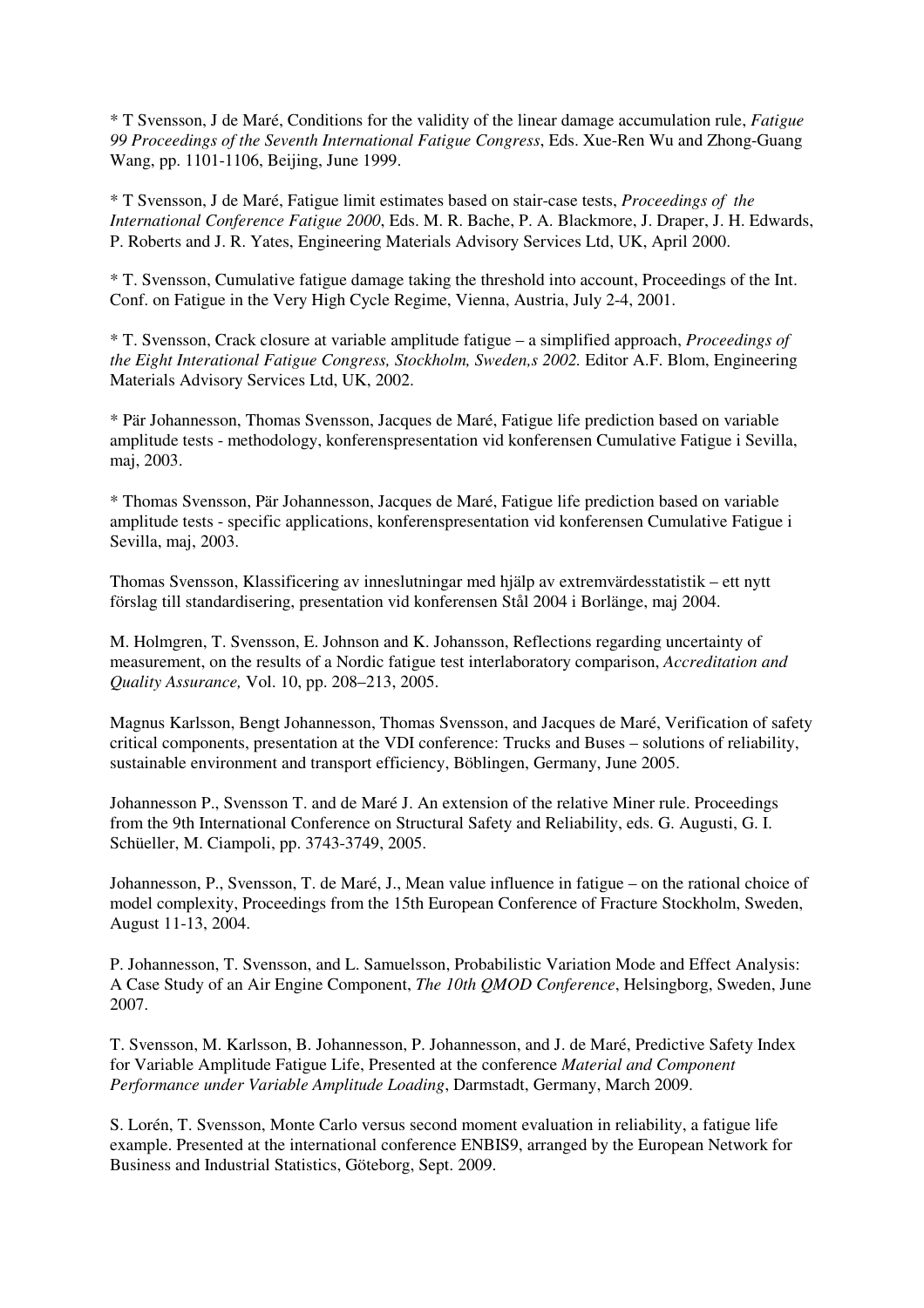* T Svensson, J de Maré, Conditions for the validity of the linear damage accumulation rule, *Fatigue 99 Proceedings of the Seventh International Fatigue Congress*, Eds. Xue-Ren Wu and Zhong-Guang Wang, pp. 1101-1106, Beijing, June 1999.

* T Svensson, J de Maré, Fatigue limit estimates based on stair-case tests, *Proceedings of the International Conference Fatigue 2000*, Eds. M. R. Bache, P. A. Blackmore, J. Draper, J. H. Edwards, P. Roberts and J. R. Yates, Engineering Materials Advisory Services Ltd, UK, April 2000.

* T. Svensson, Cumulative fatigue damage taking the threshold into account, Proceedings of the Int. Conf. on Fatigue in the Very High Cycle Regime, Vienna, Austria, July 2-4, 2001.

* T. Svensson, Crack closure at variable amplitude fatigue – a simplified approach, *Proceedings of the Eight Interational Fatigue Congress, Stockholm, Sweden,s 2002.* Editor A.F. Blom, Engineering Materials Advisory Services Ltd, UK, 2002.

* Pär Johannesson, Thomas Svensson, Jacques de Maré, Fatigue life prediction based on variable amplitude tests - methodology, konferenspresentation vid konferensen Cumulative Fatigue i Sevilla, maj, 2003.

* Thomas Svensson, Pär Johannesson, Jacques de Maré, Fatigue life prediction based on variable amplitude tests - specific applications, konferenspresentation vid konferensen Cumulative Fatigue i Sevilla, maj, 2003.

Thomas Svensson, Klassificering av inneslutningar med hjälp av extremvärdesstatistik – ett nytt förslag till standardisering, presentation vid konferensen Stål 2004 i Borlänge, maj 2004.

M. Holmgren, T. Svensson, E. Johnson and K. Johansson, Reflections regarding uncertainty of measurement, on the results of a Nordic fatigue test interlaboratory comparison, *Accreditation and Quality Assurance,* Vol. 10, pp. 208–213, 2005.

Magnus Karlsson, Bengt Johannesson, Thomas Svensson, and Jacques de Maré, Verification of safety critical components, presentation at the VDI conference: Trucks and Buses – solutions of reliability, sustainable environment and transport efficiency, Böblingen, Germany, June 2005.

Johannesson P., Svensson T. and de Maré J. An extension of the relative Miner rule. Proceedings from the 9th International Conference on Structural Safety and Reliability, eds. G. Augusti, G. I. Schüeller, M. Ciampoli, pp. 3743-3749, 2005.

Johannesson, P., Svensson, T. de Maré, J., Mean value influence in fatigue – on the rational choice of model complexity, Proceedings from the 15th European Conference of Fracture Stockholm, Sweden, August 11-13, 2004.

P. Johannesson, T. Svensson, and L. Samuelsson, Probabilistic Variation Mode and Effect Analysis: A Case Study of an Air Engine Component, *The 10th QMOD Conference*, Helsingborg, Sweden, June 2007.

T. Svensson, M. Karlsson, B. Johannesson, P. Johannesson, and J. de Maré, Predictive Safety Index for Variable Amplitude Fatigue Life, Presented at the conference *Material and Component Performance under Variable Amplitude Loading*, Darmstadt, Germany, March 2009.

S. Lorén, T. Svensson, Monte Carlo versus second moment evaluation in reliability, a fatigue life example. Presented at the international conference ENBIS9, arranged by the European Network for Business and Industrial Statistics, Göteborg, Sept. 2009.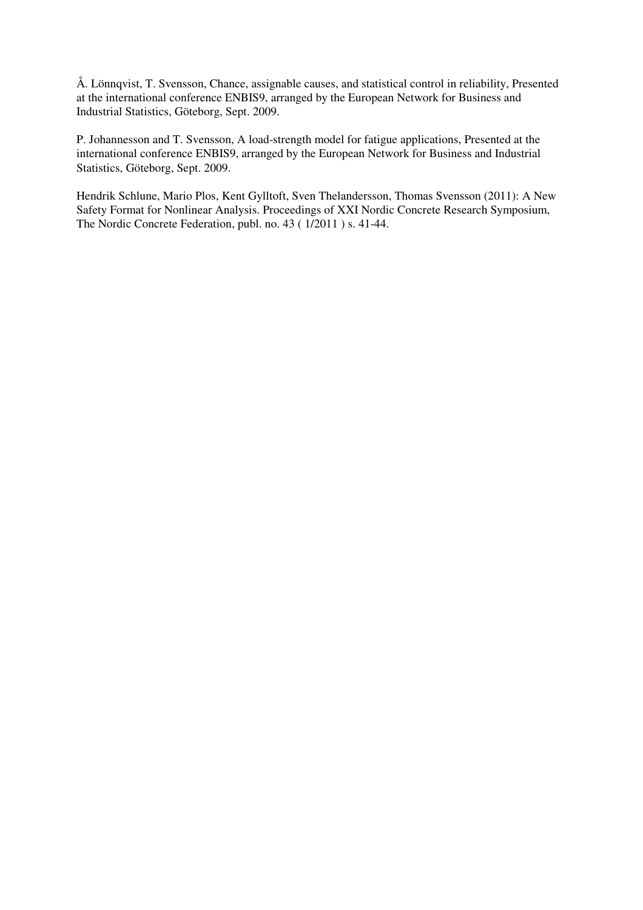Å. Lönnqvist, T. Svensson, Chance, assignable causes, and statistical control in reliability, Presented at the international conference ENBIS9, arranged by the European Network for Business and Industrial Statistics, Göteborg, Sept. 2009.

P. Johannesson and T. Svensson, A load-strength model for fatigue applications, Presented at the international conference ENBIS9, arranged by the European Network for Business and Industrial Statistics, Göteborg, Sept. 2009.

Hendrik Schlune, Mario Plos, Kent Gylltoft, Sven Thelandersson, Thomas Svensson (2011): A New Safety Format for Nonlinear Analysis. Proceedings of XXI Nordic Concrete Research Symposium, The Nordic Concrete Federation, publ. no. 43 ( 1/2011 ) s. 41-44.